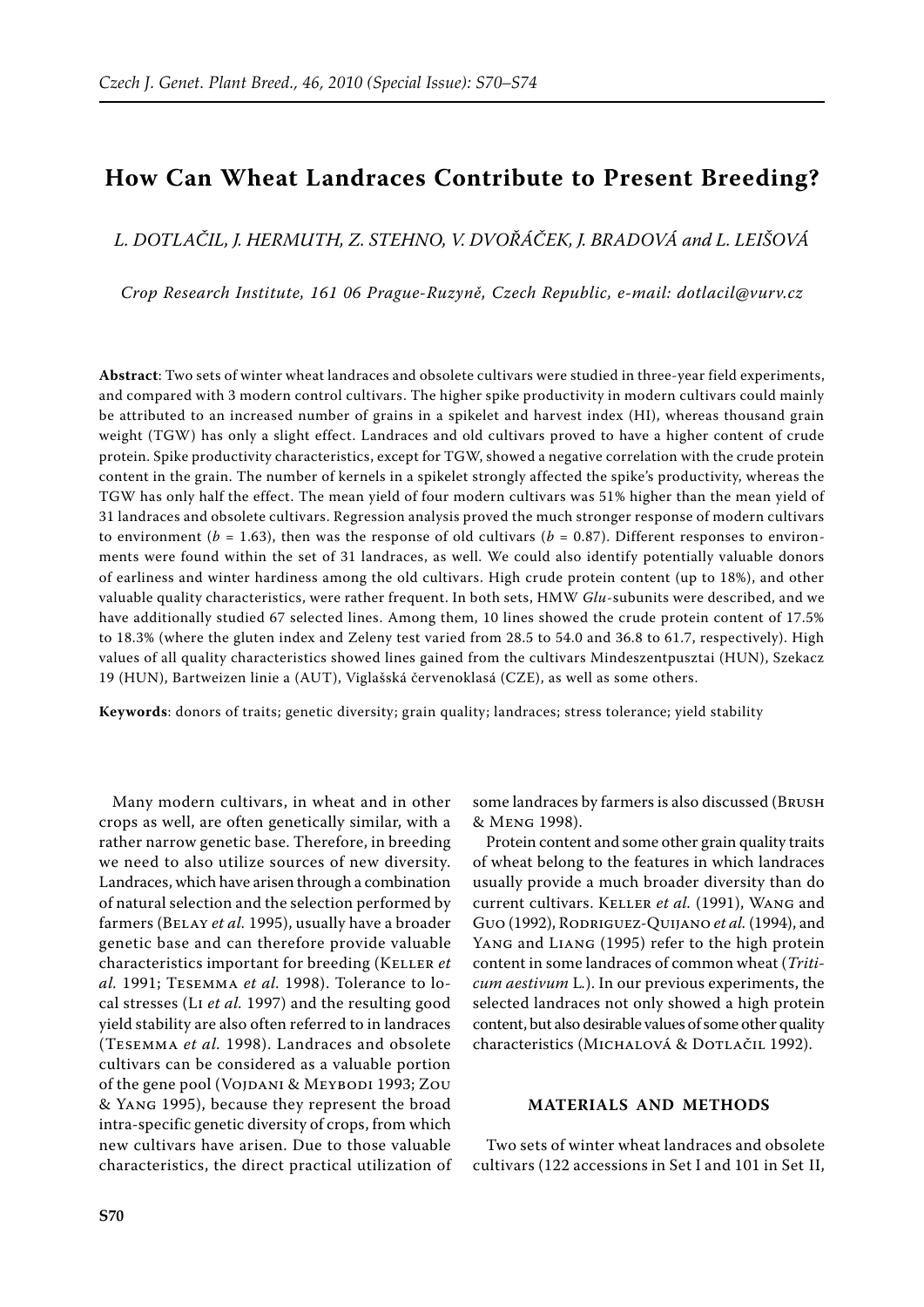# How Can Wheat Landraces Contribute to Present Breeding?

*L. DOTLAČIL, J. HERMUTH, Z. STEHNO, V. DVOŘÁČEK, J. BRADOVÁ and L. LEIŠOVÁ*

*Crop Research Institute, 161 06 Prague-Ruzyně, Czech Republic, e-mail: dotlacil@vurv.cz*

**Abstract**: Two sets of winter wheat landraces and obsolete cultivars were studied in three-year field experiments, and compared with 3 modern control cultivars. The higher spike productivity in modern cultivars could mainly be attributed to an increased number of grains in a spikelet and harvest index (HI), whereas thousand grain weight (TGW) has only a slight effect. Landraces and old cultivars proved to have a higher content of crude protein. Spike productivity characteristics, except for TGW, showed a negative correlation with the crude protein content in the grain. The number of kernels in a spikelet strongly affected the spike's productivity, whereas the TGW has only half the effect. The mean yield of four modern cultivars was 51% higher than the mean yield of 31 landraces and obsolete cultivars. Regression analysis proved the much stronger response of modern cultivars to environment ($b = 1.63$), then was the response of old cultivars ($b = 0.87$). Different responses to environments were found within the set of 31 landraces, as well. We could also identify potentially valuable donors of earliness and winter hardiness among the old cultivars. High crude protein content (up to 18%), and other valuable quality characteristics, were rather frequent. In both sets, HMW *Glu*-subunits were described, and we have additionally studied 67 selected lines. Among them, 10 lines showed the crude protein content of 17.5% to 18.3% (where the gluten index and Zeleny test varied from 28.5 to 54.0 and 36.8 to 61.7, respectively). High values of all quality characteristics showed lines gained from the cultivars Mindeszentpusztai (HUN), Szekacz 19 (HUN), Bartweizen linie a (AUT), Viglašská červenoklasá (CZE), as well as some others.

**Keywords**: donors of traits; genetic diversity; grain quality; landraces; stress tolerance; yield stability

Many modern cultivars, in wheat and in other crops as well, are often genetically similar, with a rather narrow genetic base. Therefore, in breeding we need to also utilize sources of new diversity. Landraces, which have arisen through a combination of natural selection and the selection performed by farmers (Belay *et al.* 1995), usually have a broader genetic base and can therefore provide valuable characteristics important for breeding (Keller *et al.* 1991; Tesemma *et al.* 1998). Tolerance to local stresses (Li *et al.* 1997) and the resulting good yield stability are also often referred to in landraces (Tesemma *et al.* 1998). Landraces and obsolete cultivars can be considered as a valuable portion of the gene pool (Vojdani & Meybodi 1993; Zou & Yang 1995), because they represent the broad intra-specific genetic diversity of crops, from which new cultivars have arisen. Due to those valuable characteristics, the direct practical utilization of some landraces by farmers is also discussed (Brush & Meng 1998).

Protein content and some other grain quality traits of wheat belong to the features in which landraces usually provide a much broader diversity than do current cultivars. Keller *et al.* (1991), Wang and Guo (1992), Rodriguez-Quijano *et al.* (1994), and Yang and Liang (1995) refer to the high protein content in some landraces of common wheat (*Triticum aestivum* L.). In our previous experiments, the selected landraces not only showed a high protein content, but also desirable values of some other quality characteristics (Michalová & Dotlačil 1992).

## MATERIALS AND METHODS

Two sets of winter wheat landraces and obsolete cultivars (122 accessions in Set I and 101 in Set II,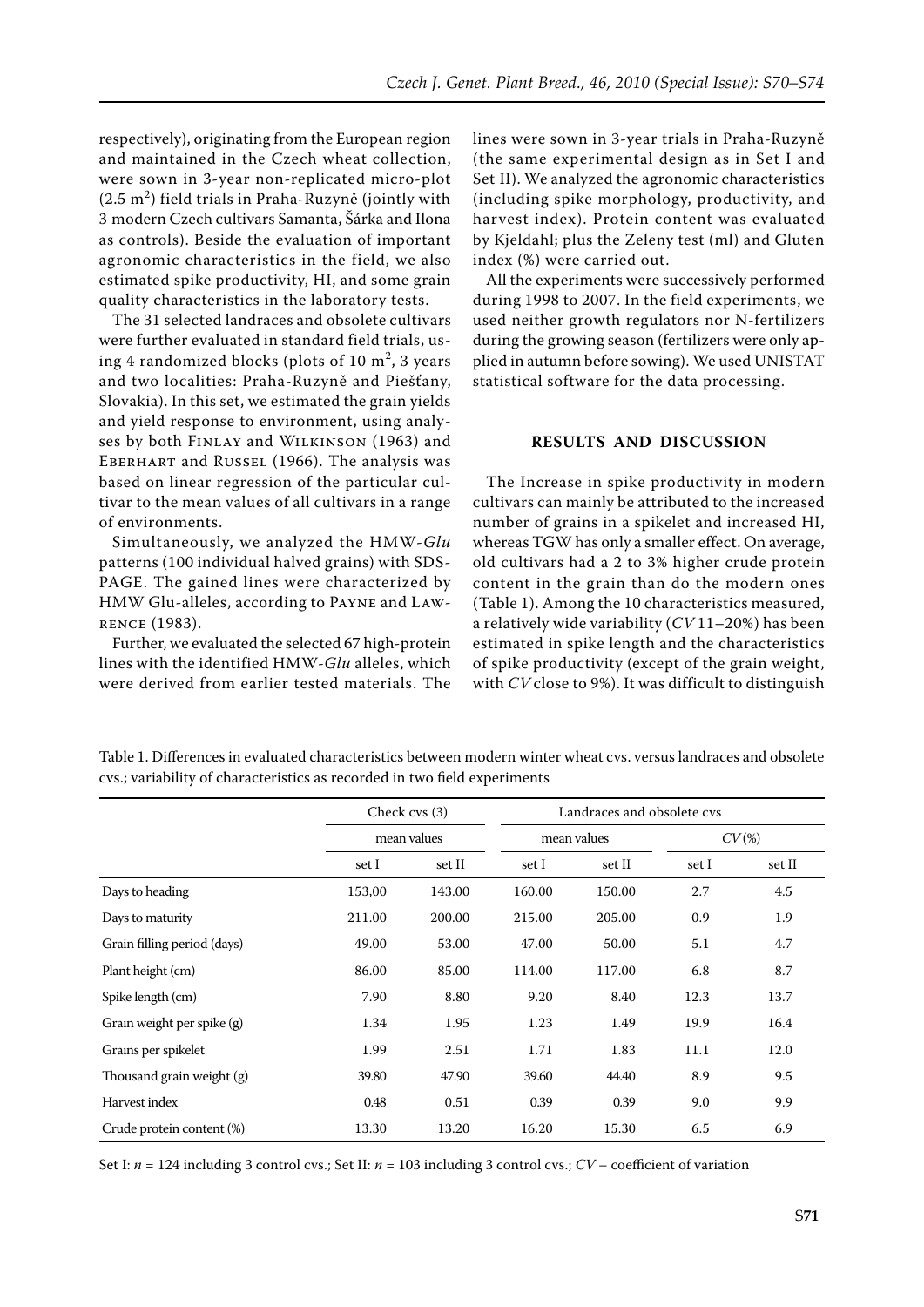respectively), originating from the European region and maintained in the Czech wheat collection, were sown in 3-year non-replicated micro-plot (2.5 m$^2$) field trials in Praha-Ruzyně (jointly with 3 modern Czech cultivars Samanta, Šárka and Ilona as controls). Beside the evaluation of important agronomic characteristics in the field, we also estimated spike productivity, HI, and some grain quality characteristics in the laboratory tests.

The 31 selected landraces and obsolete cultivars were further evaluated in standard field trials, using 4 randomized blocks (plots of 10 m$^2$, 3 years and two localities: Praha-Ruzyně and Piešťany, Slovakia). In this set, we estimated the grain yields and yield response to environment, using analyses by both Finlay and Wilkinson (1963) and Eberhart and Russel (1966). The analysis was based on linear regression of the particular cultivar to the mean values of all cultivars in a range of environments.

Simultaneously, we analyzed the HMW-*Glu* patterns (100 individual halved grains) with SDS-PAGE. The gained lines were characterized by HMW Glu-alleles, according to Payne and Lawrence (1983).

Further, we evaluated the selected 67 high-protein lines with the identified HMW-*Glu* alleles, which were derived from earlier tested materials. The lines were sown in 3-year trials in Praha-Ruzyně (the same experimental design as in Set I and Set II). We analyzed the agronomic characteristics (including spike morphology, productivity, and harvest index). Protein content was evaluated by Kjeldahl; plus the Zeleny test (ml) and Gluten index (%) were carried out.

All the experiments were successively performed during 1998 to 2007. In the field experiments, we used neither growth regulators nor N-fertilizers during the growing season (fertilizers were only applied in autumn before sowing). We used UNISTAT statistical software for the data processing.

## RESULTS AND DISCUSSION

The Increase in spike productivity in modern cultivars can mainly be attributed to the increased number of grains in a spikelet and increased HI, whereas TGW has only a smaller effect. On average, old cultivars had a 2 to 3% higher crude protein content in the grain than do the modern ones (Table 1). Among the 10 characteristics measured, a relatively wide variability (*CV* 11–20%) has been estimated in spike length and the characteristics of spike productivity (except of the grain weight, with *CV* close to 9%). It was difficult to distinguish

Table 1. Differences in evaluated characteristics between modern winter wheat cvs. versus landraces and obsolete cvs.; variability of characteristics as recorded in two field experiments

| | Check cvs (3) | | Landraces and obsolete cvs | | | |
|---|---|---|---|---|---|---|
| | mean values | | mean values | | *CV* (%) | |
| | set I | set II | set I | set II | set I | set II |
| Days to heading | 153,00 | 143.00 | 160.00 | 150.00 | 2.7 | 4.5 |
| Days to maturity | 211.00 | 200.00 | 215.00 | 205.00 | 0.9 | 1.9 |
| Grain filling period (days) | 49.00 | 53.00 | 47.00 | 50.00 | 5.1 | 4.7 |
| Plant height (cm) | 86.00 | 85.00 | 114.00 | 117.00 | 6.8 | 8.7 |
| Spike length (cm) | 7.90 | 8.80 | 9.20 | 8.40 | 12.3 | 13.7 |
| Grain weight per spike (g) | 1.34 | 1.95 | 1.23 | 1.49 | 19.9 | 16.4 |
| Grains per spikelet | 1.99 | 2.51 | 1.71 | 1.83 | 11.1 | 12.0 |
| Thousand grain weight (g) | 39.80 | 47.90 | 39.60 | 44.40 | 8.9 | 9.5 |
| Harvest index | 0.48 | 0.51 | 0.39 | 0.39 | 9.0 | 9.9 |
| Crude protein content (%) | 13.30 | 13.20 | 16.20 | 15.30 | 6.5 | 6.9 |

Set I: $n$ = 124 including 3 control cvs.; Set II: $n$ = 103 including 3 control cvs.; *CV* – coefficient of variation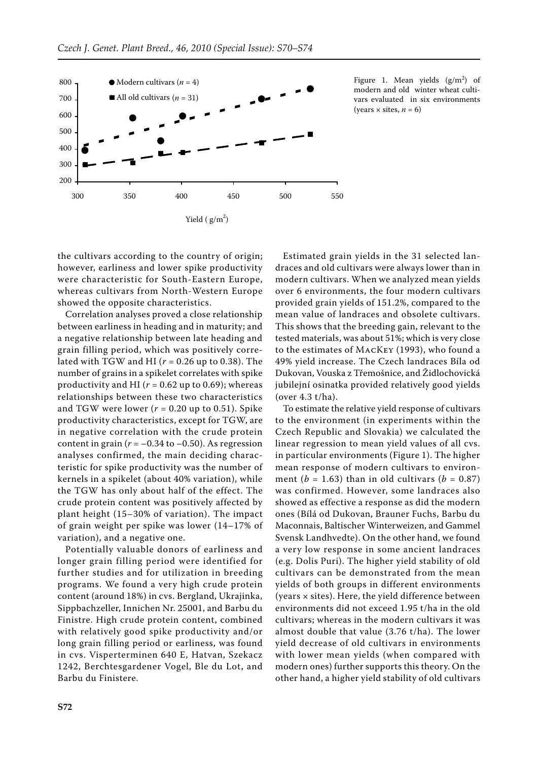Figure 1. Mean yields ($g/m^2$) of modern and old winter wheat cultivars evaluated in six environments (years × sites, $n = 6$)

the cultivars according to the country of origin; however, earliness and lower spike productivity were characteristic for South-Eastern Europe, whereas cultivars from North-Western Europe showed the opposite characteristics.

Correlation analyses proved a close relationship between earliness in heading and in maturity; and a negative relationship between late heading and grain filling period, which was positively correlated with TGW and HI ($r = 0.26$ up to $0.38$). The number of grains in a spikelet correlates with spike productivity and HI ($r = 0.62$ up to $0.69$); whereas relationships between these two characteristics and TGW were lower ($r = 0.20$ up to $0.51$). Spike productivity characteristics, except for TGW, are in negative correlation with the crude protein content in grain ($r = -0.34$ to $-0.50$). As regression analyses confirmed, the main deciding characteristic for spike productivity was the number of kernels in a spikelet (about 40% variation), while the TGW has only about half of the effect. The crude protein content was positively affected by plant height (15–30% of variation). The impact of grain weight per spike was lower (14–17% of variation), and a negative one.

Potentially valuable donors of earliness and longer grain filling period were identified for further studies and for utilization in breeding programs. We found a very high crude protein content (around 18%) in cvs. Bergland, Ukrajinka, Sippbachzeller, Innichen Nr. 25001, and Barbu du Finistre. High crude protein content, combined with relatively good spike productivity and/or long grain filling period or earliness, was found in cvs. Visperterminen 640 E, Hatvan, Szekacz 1242, Berchtesgardener Vogel, Ble du Lot, and Barbu du Finistere.

Estimated grain yields in the 31 selected landraces and old cultivars were always lower than in modern cultivars. When we analyzed mean yields over 6 environments, the four modern cultivars provided grain yields of 151.2%, compared to the mean value of landraces and obsolete cultivars. This shows that the breeding gain, relevant to the tested materials, was about 51%; which is very close to the estimates of MacKey (1993), who found a 49% yield increase. The Czech landraces Bíla od Dukovan, Vouska z Třemošnice, and Židlochovická jubilejní osinatka provided relatively good yields (over 4.3 t/ha).

To estimate the relative yield response of cultivars to the environment (in experiments within the Czech Republic and Slovakia) we calculated the linear regression to mean yield values of all cvs. in particular environments (Figure 1). The higher mean response of modern cultivars to environment ($b = 1.63$) than in old cultivars ($b = 0.87$) was confirmed. However, some landraces also showed as effective a response as did the modern ones (Bílá od Dukovan, Brauner Fuchs, Barbu du Maconnais, Baltischer Winterweizen, and Gammel Svensk Landhvedte). On the other hand, we found a very low response in some ancient landraces (e.g. Dolis Puri). The higher yield stability of old cultivars can be demonstrated from the mean yields of both groups in different environments (years × sites). Here, the yield difference between environments did not exceed 1.95 t/ha in the old cultivars; whereas in the modern cultivars it was almost double that value (3.76 t/ha). The lower yield decrease of old cultivars in environments with lower mean yields (when compared with modern ones) further supports this theory. On the other hand, a higher yield stability of old cultivars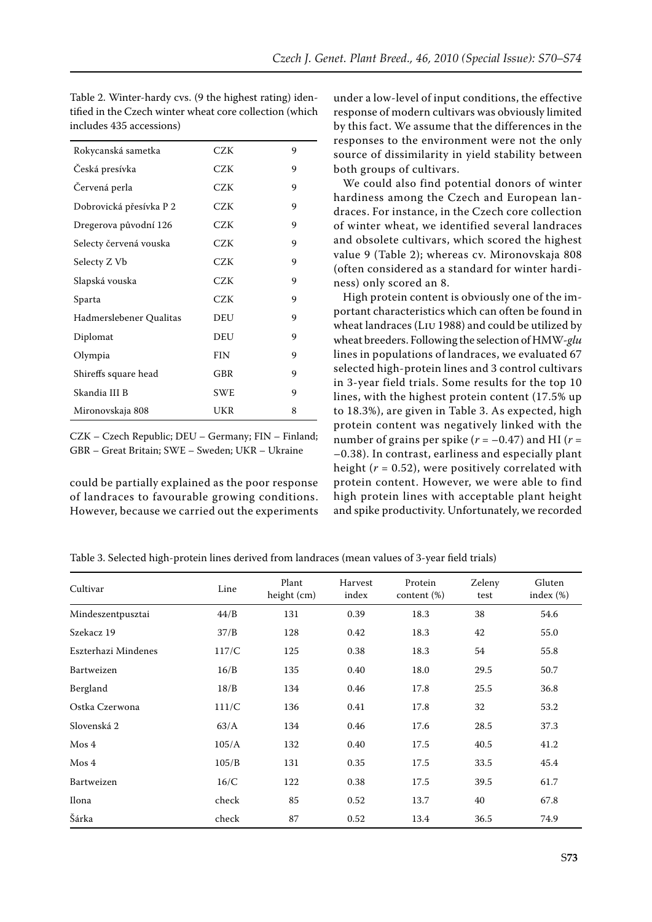Table 2. Winter-hardy cvs. (9 the highest rating) identified in the Czech winter wheat core collection (which includes 435 accessions)

| | | |
|---|---|---|
| Rokycanská sametka | CZK | 9 |
| Česká presívka | CZK | 9 |
| Červená perla | CZK | 9 |
| Dobrovická přesívka P 2 | CZK | 9 |
| Dregerova původní 126 | CZK | 9 |
| Selecty červená vouska | CZK | 9 |
| Selecty Z Vb | CZK | 9 |
| Slapská vouska | CZK | 9 |
| Sparta | CZK | 9 |
| Hadmerslebener Qualitas | DEU | 9 |
| Diplomat | DEU | 9 |
| Olympia | FIN | 9 |
| Shireffs square head | GBR | 9 |
| Skandia III B | SWE | 9 |
| Mironovskaja 808 | UKR | 8 |

CZK – Czech Republic; DEU – Germany; FIN – Finland; GBR – Great Britain; SWE – Sweden; UKR – Ukraine

could be partially explained as the poor response of landraces to favourable growing conditions. However, because we carried out the experiments under a low-level of input conditions, the effective response of modern cultivars was obviously limited by this fact. We assume that the differences in the responses to the environment were not the only source of dissimilarity in yield stability between both groups of cultivars.

We could also find potential donors of winter hardiness among the Czech and European landraces. For instance, in the Czech core collection of winter wheat, we identified several landraces and obsolete cultivars, which scored the highest value 9 (Table 2); whereas cv. Mironovskaja 808 (often considered as a standard for winter hardiness) only scored an 8.

High protein content is obviously one of the important characteristics which can often be found in wheat landraces (Liu 1988) and could be utilized by wheat breeders. Following the selection of HMW-*glu* lines in populations of landraces, we evaluated 67 selected high-protein lines and 3 control cultivars in 3-year field trials. Some results for the top 10 lines, with the highest protein content (17.5% up to 18.3%), are given in Table 3. As expected, high protein content was negatively linked with the number of grains per spike ($r = -0.47$) and HI ($r = -0.38$). In contrast, earliness and especially plant height ($r = 0.52$), were positively correlated with protein content. However, we were able to find high protein lines with acceptable plant height and spike productivity. Unfortunately, we recorded

Table 3. Selected high-protein lines derived from landraces (mean values of 3-year field trials)

| Cultivar | Line | Plant height (cm) | Harvest index | Protein content (%) | Zeleny test | Gluten index (%) |
|---|---|---|---|---|---|---|
| Mindeszentpusztai | 44/B | 131 | 0.39 | 18.3 | 38 | 54.6 |
| Szekacz 19 | 37/B | 128 | 0.42 | 18.3 | 42 | 55.0 |
| Eszterhazi Mindenes | 117/C | 125 | 0.38 | 18.3 | 54 | 55.8 |
| Bartweizen | 16/B | 135 | 0.40 | 18.0 | 29.5 | 50.7 |
| Bergland | 18/B | 134 | 0.46 | 17.8 | 25.5 | 36.8 |
| Ostka Czerwona | 111/C | 136 | 0.41 | 17.8 | 32 | 53.2 |
| Slovenská 2 | 63/A | 134 | 0.46 | 17.6 | 28.5 | 37.3 |
| Mos 4 | 105/A | 132 | 0.40 | 17.5 | 40.5 | 41.2 |
| Mos 4 | 105/B | 131 | 0.35 | 17.5 | 33.5 | 45.4 |
| Bartweizen | 16/C | 122 | 0.38 | 17.5 | 39.5 | 61.7 |
| Ilona | check | 85 | 0.52 | 13.7 | 40 | 67.8 |
| Šárka | check | 87 | 0.52 | 13.4 | 36.5 | 74.9 |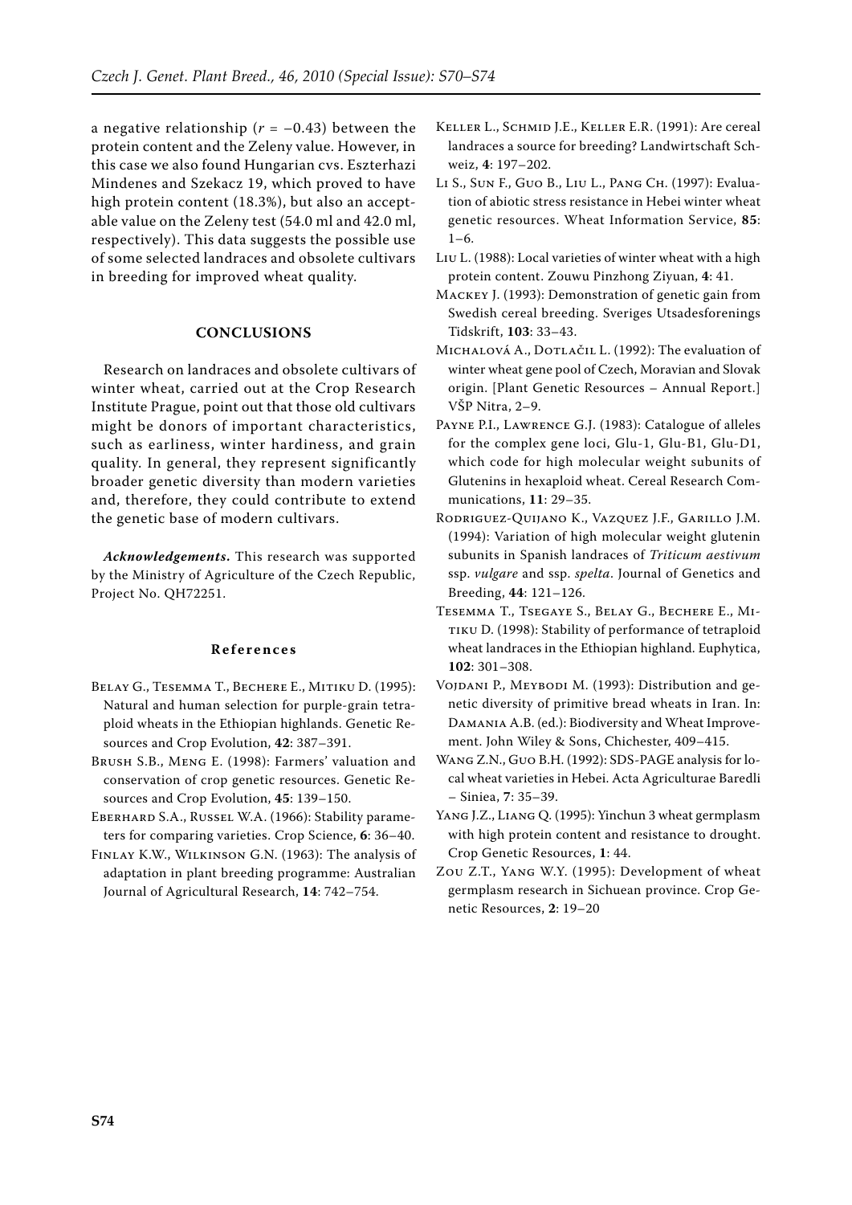a negative relationship ($r = -0.43$) between the protein content and the Zeleny value. However, in this case we also found Hungarian cvs. Eszterhazi Mindenes and Szekacz 19, which proved to have high protein content (18.3%), but also an acceptable value on the Zeleny test (54.0 ml and 42.0 ml, respectively). This data suggests the possible use of some selected landraces and obsolete cultivars in breeding for improved wheat quality.

## CONCLUSIONS

Research on landraces and obsolete cultivars of winter wheat, carried out at the Crop Research Institute Prague, point out that those old cultivars might be donors of important characteristics, such as earliness, winter hardiness, and grain quality. In general, they represent significantly broader genetic diversity than modern varieties and, therefore, they could contribute to extend the genetic base of modern cultivars.

***Acknowledgements.*** This research was supported by the Ministry of Agriculture of the Czech Republic, Project No. QH72251.

## References

Belay G., Tesemma T., Bechere E., Mitiku D. (1995): Natural and human selection for purple-grain tetraploid wheats in the Ethiopian highlands. Genetic Resources and Crop Evolution, **42**: 387–391.

Brush S.B., Meng E. (1998): Farmers' valuation and conservation of crop genetic resources. Genetic Resources and Crop Evolution, **45**: 139–150.

Eberhard S.A., Russel W.A. (1966): Stability parameters for comparing varieties. Crop Science, **6**: 36–40.

Finlay K.W., Wilkinson G.N. (1963): The analysis of adaptation in plant breeding programme: Australian Journal of Agricultural Research, **14**: 742–754.

Keller L., Schmid J.E., Keller E.R. (1991): Are cereal landraces a source for breeding? Landwirtschaft Schweiz, **4**: 197–202.

Li S., Sun F., Guo B., Liu L., Pang Ch. (1997): Evaluation of abiotic stress resistance in Hebei winter wheat genetic resources. Wheat Information Service, **85**: 1–6.

Liu L. (1988): Local varieties of winter wheat with a high protein content. Zouwu Pinzhong Ziyuan, **4**: 41.

Mackey J. (1993): Demonstration of genetic gain from Swedish cereal breeding. Sveriges Utsadesforenings Tidskrift, **103**: 33–43.

Michalová A., Dotlačil L. (1992): The evaluation of winter wheat gene pool of Czech, Moravian and Slovak origin. [Plant Genetic Resources – Annual Report.] VŠP Nitra, 2–9.

Payne P.I., Lawrence G.J. (1983): Catalogue of alleles for the complex gene loci, Glu-1, Glu-B1, Glu-D1, which code for high molecular weight subunits of Glutenins in hexaploid wheat. Cereal Research Communications, **11**: 29–35.

Rodriguez-Quijano K., Vazquez J.F., Garillo J.M. (1994): Variation of high molecular weight glutenin subunits in Spanish landraces of *Triticum aestivum* ssp. *vulgare* and ssp. *spelta*. Journal of Genetics and Breeding, **44**: 121–126.

Tesemma T., Tsegaye S., Belay G., Bechere E., Mitiku D. (1998): Stability of performance of tetraploid wheat landraces in the Ethiopian highland. Euphytica, **102**: 301–308.

Vojdani P., Meybodi M. (1993): Distribution and genetic diversity of primitive bread wheats in Iran. In: Damania A.B. (ed.): Biodiversity and Wheat Improvement. John Wiley & Sons, Chichester, 409–415.

Wang Z.N., Guo B.H. (1992): SDS-PAGE analysis for local wheat varieties in Hebei. Acta Agriculturae Baredli – Siniea, **7**: 35–39.

Yang J.Z., Liang Q. (1995): Yinchun 3 wheat germplasm with high protein content and resistance to drought. Crop Genetic Resources, **1**: 44.

Zou Z.T., Yang W.Y. (1995): Development of wheat germplasm research in Sichuean province. Crop Genetic Resources, **2**: 19–20